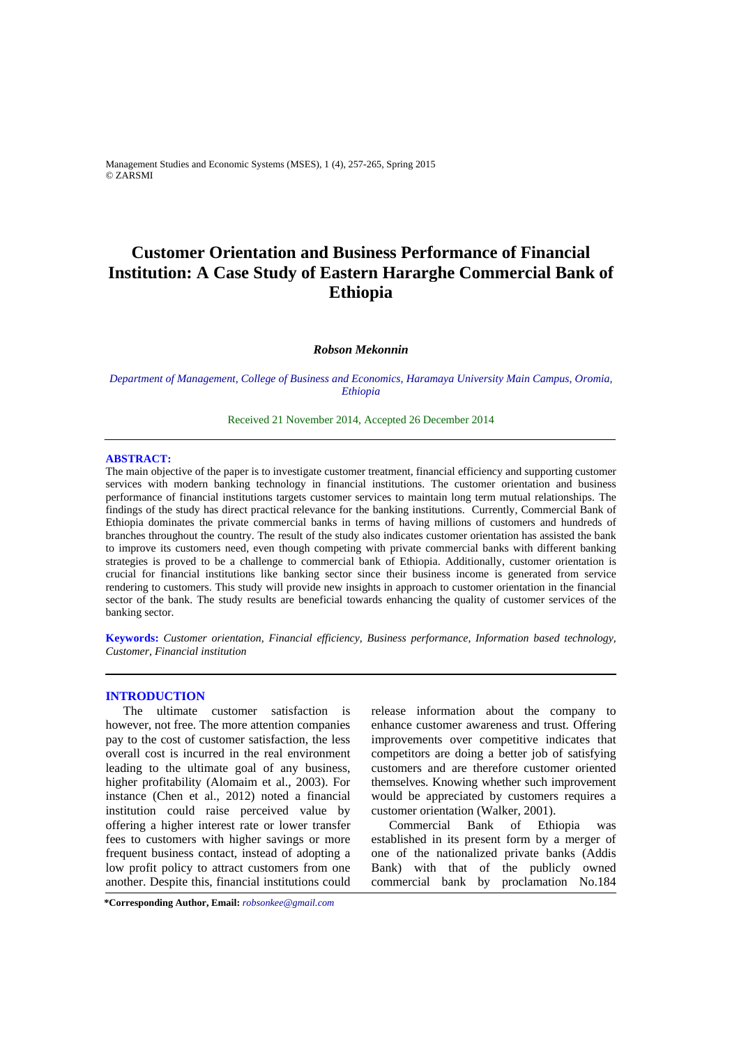# Customer Orientation and Business Performance of Financial Institution: A Case Study of Eastern Hararghe Commercial Bank of Ethiopia

***Robson Mekonnin***

*Department of Management, College of Business and Economics, Haramaya University Main Campus, Oromia, Ethiopia*

Received 21 November 2014, Accepted 26 December 2014

---

**ABSTRACT:**

The main objective of the paper is to investigate customer treatment, financial efficiency and supporting customer services with modern banking technology in financial institutions. The customer orientation and business performance of financial institutions targets customer services to maintain long term mutual relationships. The findings of the study has direct practical relevance for the banking institutions. Currently, Commercial Bank of Ethiopia dominates the private commercial banks in terms of having millions of customers and hundreds of branches throughout the country. The result of the study also indicates customer orientation has assisted the bank to improve its customers need, even though competing with private commercial banks with different banking strategies is proved to be a challenge to commercial bank of Ethiopia. Additionally, customer orientation is crucial for financial institutions like banking sector since their business income is generated from service rendering to customers. This study will provide new insights in approach to customer orientation in the financial sector of the bank. The study results are beneficial towards enhancing the quality of customer services of the banking sector.

**Keywords:** *Customer orientation, Financial efficiency, Business performance, Information based technology, Customer, Financial institution*

---

## INTRODUCTION

The ultimate customer satisfaction is however, not free. The more attention companies pay to the cost of customer satisfaction, the less overall cost is incurred in the real environment leading to the ultimate goal of any business, higher profitability (Alomaim et al., 2003). For instance (Chen et al., 2012) noted a financial institution could raise perceived value by offering a higher interest rate or lower transfer fees to customers with higher savings or more frequent business contact, instead of adopting a low profit policy to attract customers from one another. Despite this, financial institutions could release information about the company to enhance customer awareness and trust. Offering improvements over competitive indicates that competitors are doing a better job of satisfying customers and are therefore customer oriented themselves. Knowing whether such improvement would be appreciated by customers requires a customer orientation (Walker, 2001).

Commercial Bank of Ethiopia was established in its present form by a merger of one of the nationalized private banks (Addis Bank) with that of the publicly owned commercial bank by proclamation No.184

---

**\*Corresponding Author, Email:** *robsonkee@gmail.com*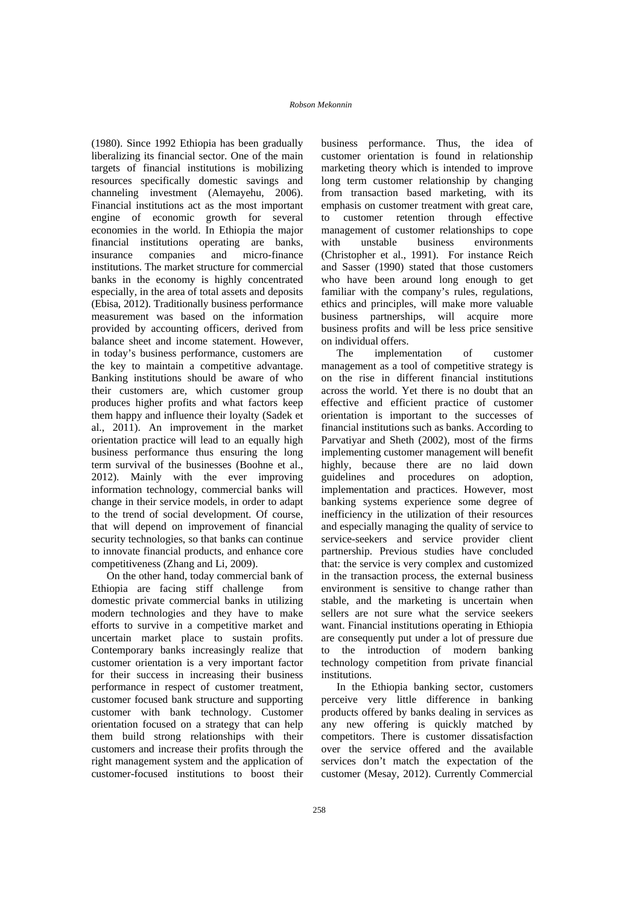(1980). Since 1992 Ethiopia has been gradually liberalizing its financial sector. One of the main targets of financial institutions is mobilizing resources specifically domestic savings and channeling investment (Alemayehu, 2006). Financial institutions act as the most important engine of economic growth for several economies in the world. In Ethiopia the major financial institutions operating are banks, insurance companies and micro-finance institutions. The market structure for commercial banks in the economy is highly concentrated especially, in the area of total assets and deposits (Ebisa, 2012). Traditionally business performance measurement was based on the information provided by accounting officers, derived from balance sheet and income statement. However, in today's business performance, customers are the key to maintain a competitive advantage. Banking institutions should be aware of who their customers are, which customer group produces higher profits and what factors keep them happy and influence their loyalty (Sadek et al., 2011). An improvement in the market orientation practice will lead to an equally high business performance thus ensuring the long term survival of the businesses (Boohne et al., 2012). Mainly with the ever improving information technology, commercial banks will change in their service models, in order to adapt to the trend of social development. Of course, that will depend on improvement of financial security technologies, so that banks can continue to innovate financial products, and enhance core competitiveness (Zhang and Li, 2009).

On the other hand, today commercial bank of Ethiopia are facing stiff challenge from domestic private commercial banks in utilizing modern technologies and they have to make efforts to survive in a competitive market and uncertain market place to sustain profits. Contemporary banks increasingly realize that customer orientation is a very important factor for their success in increasing their business performance in respect of customer treatment, customer focused bank structure and supporting customer with bank technology. Customer orientation focused on a strategy that can help them build strong relationships with their customers and increase their profits through the right management system and the application of customer-focused institutions to boost their business performance. Thus, the idea of customer orientation is found in relationship marketing theory which is intended to improve long term customer relationship by changing from transaction based marketing, with its emphasis on customer treatment with great care, to customer retention through effective management of customer relationships to cope with unstable business environments (Christopher et al., 1991). For instance Reich and Sasser (1990) stated that those customers who have been around long enough to get familiar with the company's rules, regulations, ethics and principles, will make more valuable business partnerships, will acquire more business profits and will be less price sensitive on individual offers.

The implementation of customer management as a tool of competitive strategy is on the rise in different financial institutions across the world. Yet there is no doubt that an effective and efficient practice of customer orientation is important to the successes of financial institutions such as banks. According to Parvatiyar and Sheth (2002), most of the firms implementing customer management will benefit highly, because there are no laid down guidelines and procedures on adoption, implementation and practices. However, most banking systems experience some degree of inefficiency in the utilization of their resources and especially managing the quality of service to service-seekers and service provider client partnership. Previous studies have concluded that: the service is very complex and customized in the transaction process, the external business environment is sensitive to change rather than stable, and the marketing is uncertain when sellers are not sure what the service seekers want. Financial institutions operating in Ethiopia are consequently put under a lot of pressure due to the introduction of modern banking technology competition from private financial institutions.

In the Ethiopia banking sector, customers perceive very little difference in banking products offered by banks dealing in services as any new offering is quickly matched by competitors. There is customer dissatisfaction over the service offered and the available services don't match the expectation of the customer (Mesay, 2012). Currently Commercial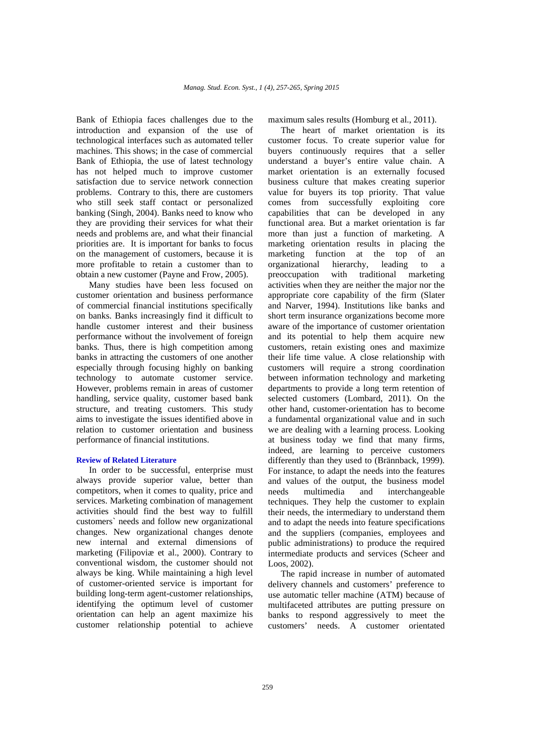Bank of Ethiopia faces challenges due to the introduction and expansion of the use of technological interfaces such as automated teller machines. This shows; in the case of commercial Bank of Ethiopia, the use of latest technology has not helped much to improve customer satisfaction due to service network connection problems. Contrary to this, there are customers who still seek staff contact or personalized banking (Singh, 2004). Banks need to know who they are providing their services for what their needs and problems are, and what their financial priorities are. It is important for banks to focus on the management of customers, because it is more profitable to retain a customer than to obtain a new customer (Payne and Frow, 2005).

Many studies have been less focused on customer orientation and business performance of commercial financial institutions specifically on banks. Banks increasingly find it difficult to handle customer interest and their business performance without the involvement of foreign banks. Thus, there is high competition among banks in attracting the customers of one another especially through focusing highly on banking technology to automate customer service. However, problems remain in areas of customer handling, service quality, customer based bank structure, and treating customers. This study aims to investigate the issues identified above in relation to customer orientation and business performance of financial institutions.

### Review of Related Literature

In order to be successful, enterprise must always provide superior value, better than competitors, when it comes to quality, price and services. Marketing combination of management activities should find the best way to fulfill customers` needs and follow new organizational changes. New organizational changes denote new internal and external dimensions of marketing (Filipoviæ et al., 2000). Contrary to conventional wisdom, the customer should not always be king. While maintaining a high level of customer-oriented service is important for building long-term agent-customer relationships, identifying the optimum level of customer orientation can help an agent maximize his customer relationship potential to achieve maximum sales results (Homburg et al., 2011).

The heart of market orientation is its customer focus. To create superior value for buyers continuously requires that a seller understand a buyer's entire value chain. A market orientation is an externally focused business culture that makes creating superior value for buyers its top priority. That value comes from successfully exploiting core capabilities that can be developed in any functional area. But a market orientation is far more than just a function of marketing. A marketing orientation results in placing the marketing function at the top of an organizational hierarchy, leading to a preoccupation with traditional marketing activities when they are neither the major nor the appropriate core capability of the firm (Slater and Narver, 1994). Institutions like banks and short term insurance organizations become more aware of the importance of customer orientation and its potential to help them acquire new customers, retain existing ones and maximize their life time value. A close relationship with customers will require a strong coordination between information technology and marketing departments to provide a long term retention of selected customers (Lombard, 2011). On the other hand, customer-orientation has to become a fundamental organizational value and in such we are dealing with a learning process. Looking at business today we find that many firms, indeed, are learning to perceive customers differently than they used to (Brännback, 1999). For instance, to adapt the needs into the features and values of the output, the business model needs multimedia and interchangeable techniques. They help the customer to explain their needs, the intermediary to understand them and to adapt the needs into feature specifications and the suppliers (companies, employees and public administrations) to produce the required intermediate products and services (Scheer and Loos, 2002).

The rapid increase in number of automated delivery channels and customers' preference to use automatic teller machine (ATM) because of multifaceted attributes are putting pressure on banks to respond aggressively to meet the customers' needs. A customer orientated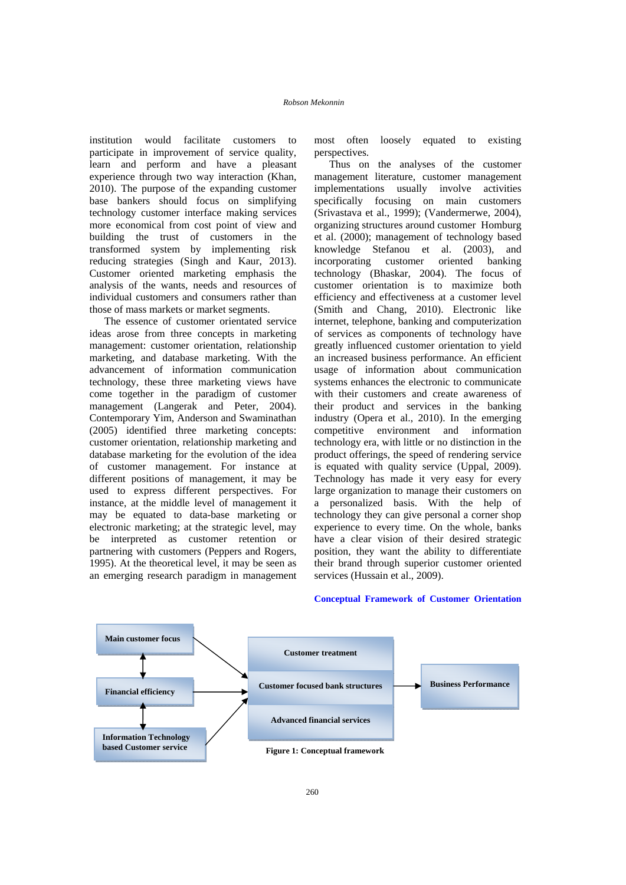institution would facilitate customers to participate in improvement of service quality, learn and perform and have a pleasant experience through two way interaction (Khan, 2010). The purpose of the expanding customer base bankers should focus on simplifying technology customer interface making services more economical from cost point of view and building the trust of customers in the transformed system by implementing risk reducing strategies (Singh and Kaur, 2013). Customer oriented marketing emphasis the analysis of the wants, needs and resources of individual customers and consumers rather than those of mass markets or market segments.

The essence of customer orientated service ideas arose from three concepts in marketing management: customer orientation, relationship marketing, and database marketing. With the advancement of information communication technology, these three marketing views have come together in the paradigm of customer management (Langerak and Peter, 2004). Contemporary Yim, Anderson and Swaminathan (2005) identified three marketing concepts: customer orientation, relationship marketing and database marketing for the evolution of the idea of customer management. At different positions of management, it may be used to express different perspectives. For instance, at the middle level of management it may be equated to data-base marketing or electronic marketing; at the strategic level, may be interpreted as customer retention or partnering with customers (Peppers and Rogers, 1995). At the theoretical level, it may be seen as an emerging research paradigm in management most often loosely equated to existing perspectives.

Thus on the analyses of the customer management literature, customer management implementations usually involve activities specifically focusing on main customers (Srivastava et al., 1999); (Vandermerwe, 2004), organizing structures around customer Homburg et al. (2000); management of technology based knowledge Stefanou et al. (2003), and incorporating customer oriented banking technology (Bhaskar, 2004). The focus of customer orientation is to maximize both efficiency and effectiveness at a customer level (Smith and Chang, 2010). Electronic like internet, telephone, banking and computerization of services as components of technology have greatly influenced customer orientation to yield an increased business performance. An efficient usage of information about communication systems enhances the electronic to communicate with their customers and create awareness of their product and services in the banking industry (Opera et al., 2010). In the emerging competitive environment and information technology era, with little or no distinction in the product offerings, the speed of rendering service is equated with quality service (Uppal, 2009). Technology has made it very easy for every large organization to manage their customers on a personalized basis. With the help of technology they can give personal a corner shop experience to every time. On the whole, banks have a clear vision of their desired strategic position, they want the ability to differentiate their brand through superior customer oriented services (Hussain et al., 2009).

## Conceptual Framework of Customer Orientation

Main customer focus ↕ Financial efficiency ↕ Information Technology based Customer service → Customer treatment / Customer focused bank structures / Advanced financial services → Business Performance

**Figure 1: Conceptual framework**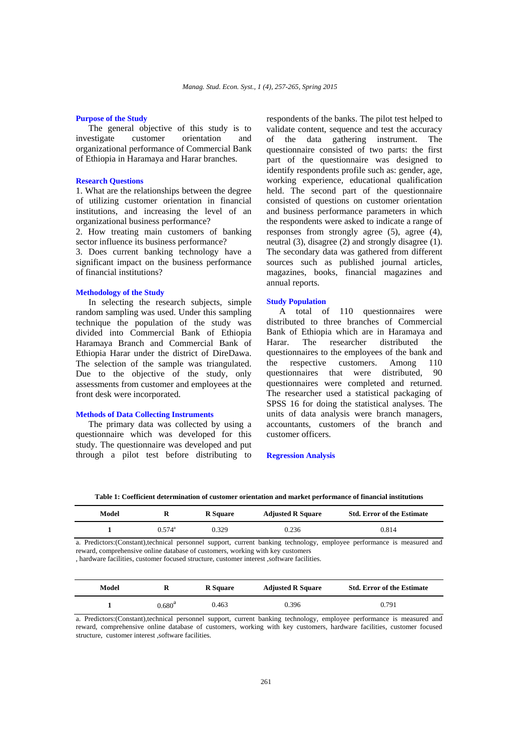### Purpose of the Study

The general objective of this study is to investigate customer orientation and organizational performance of Commercial Bank of Ethiopia in Haramaya and Harar branches.

### Research Questions

1. What are the relationships between the degree of utilizing customer orientation in financial institutions, and increasing the level of an organizational business performance?
2. How treating main customers of banking sector influence its business performance?
3. Does current banking technology have a significant impact on the business performance of financial institutions?

### Methodology of the Study

In selecting the research subjects, simple random sampling was used. Under this sampling technique the population of the study was divided into Commercial Bank of Ethiopia Haramaya Branch and Commercial Bank of Ethiopia Harar under the district of DireDawa. The selection of the sample was triangulated. Due to the objective of the study, only assessments from customer and employees at the front desk were incorporated.

### Methods of Data Collecting Instruments

The primary data was collected by using a questionnaire which was developed for this study. The questionnaire was developed and put through a pilot test before distributing to respondents of the banks. The pilot test helped to validate content, sequence and test the accuracy of the data gathering instrument. The questionnaire consisted of two parts: the first part of the questionnaire was designed to identify respondents profile such as: gender, age, working experience, educational qualification held. The second part of the questionnaire consisted of questions on customer orientation and business performance parameters in which the respondents were asked to indicate a range of responses from strongly agree (5), agree (4), neutral (3), disagree (2) and strongly disagree (1). The secondary data was gathered from different sources such as published journal articles, magazines, books, financial magazines and annual reports.

### Study Population

A total of 110 questionnaires were distributed to three branches of Commercial Bank of Ethiopia which are in Haramaya and Harar. The researcher distributed the questionnaires to the employees of the bank and the respective customers. Among 110 questionnaires that were distributed, 90 questionnaires were completed and returned. The researcher used a statistical packaging of SPSS 16 for doing the statistical analyses. The units of data analysis were branch managers, accountants, customers of the branch and customer officers.

### Regression Analysis

**Table 1: Coefficient determination of customer orientation and market performance of financial institutions**

| Model | R | R Square | Adjusted R Square | Std. Error of the Estimate |
|---|---|---|---|---|
| 1 | 0.574[a] | 0.329 | 0.236 | 0.814 |

a. Predictors:(Constant),technical personnel support, current banking technology, employee performance is measured and reward, comprehensive online database of customers, working with key customers , hardware facilities, customer focused structure, customer interest ,software facilities.

| Model | R | R Square | Adjusted R Square | Std. Error of the Estimate |
|---|---|---|---|---|
| 1 | 0.680[a] | 0.463 | 0.396 | 0.791 |

a. Predictors:(Constant),technical personnel support, current banking technology, employee performance is measured and reward, comprehensive online database of customers, working with key customers, hardware facilities, customer focused structure, customer interest ,software facilities.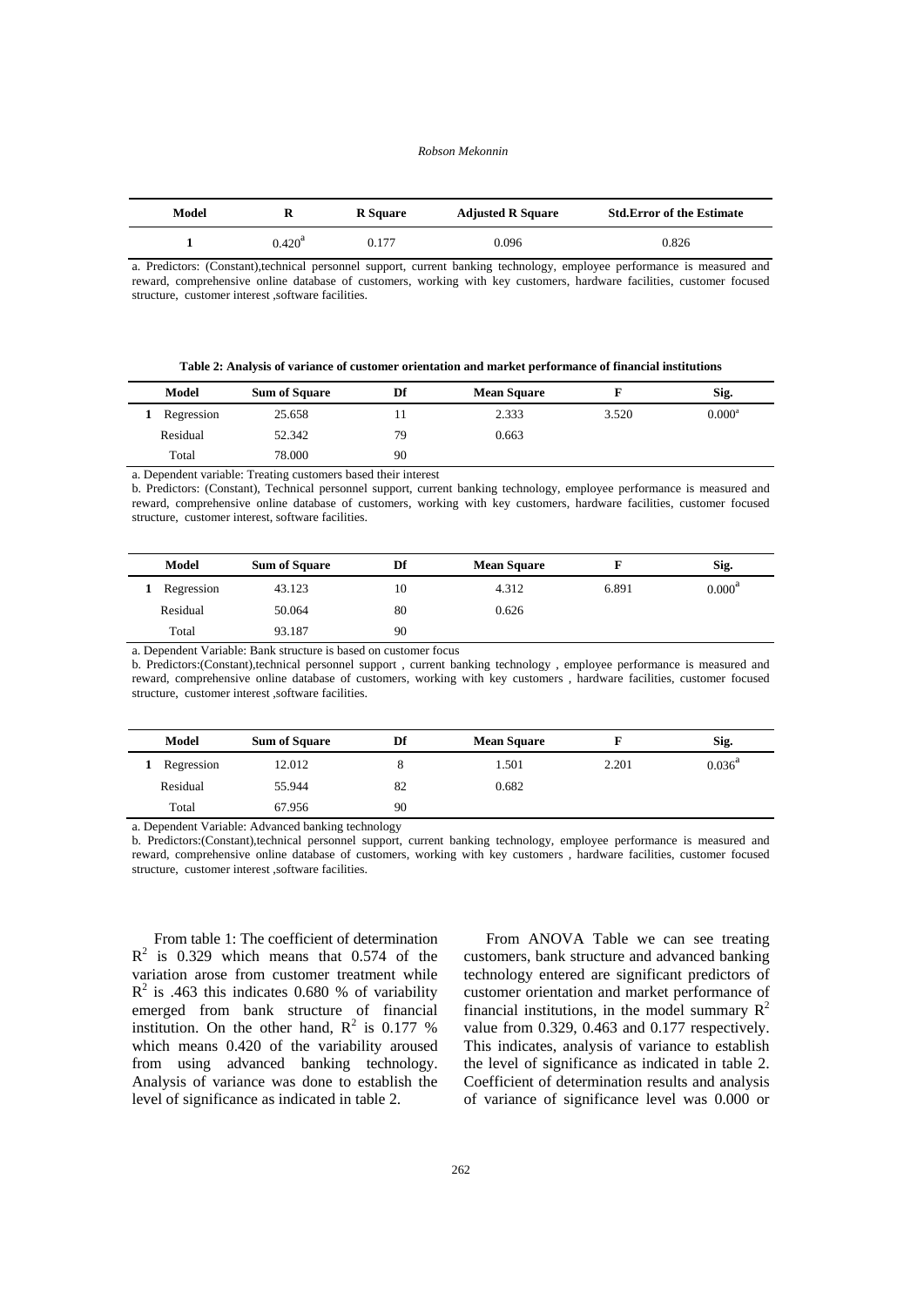| Model | R | R Square | Adjusted R Square | Std.Error of the Estimate |
|---|---|---|---|---|
| 1 | 0.420[a] | 0.177 | 0.096 | 0.826 |

a. Predictors: (Constant),technical personnel support, current banking technology, employee performance is measured and reward, comprehensive online database of customers, working with key customers, hardware facilities, customer focused structure, customer interest ,software facilities.

**Table 2: Analysis of variance of customer orientation and market performance of financial institutions**

| Model | Sum of Square | Df | Mean Square | F | Sig. |
|---|---|---|---|---|---|
| 1 Regression | 25.658 | 11 | 2.333 | 3.520 | 0.000[a] |
| Residual | 52.342 | 79 | 0.663 | | |
| Total | 78.000 | 90 | | | |

a. Dependent variable: Treating customers based their interest

b. Predictors: (Constant), Technical personnel support, current banking technology, employee performance is measured and reward, comprehensive online database of customers, working with key customers, hardware facilities, customer focused structure, customer interest, software facilities.

| Model | Sum of Square | Df | Mean Square | F | Sig. |
|---|---|---|---|---|---|
| 1 Regression | 43.123 | 10 | 4.312 | 6.891 | 0.000[a] |
| Residual | 50.064 | 80 | 0.626 | | |
| Total | 93.187 | 90 | | | |

a. Dependent Variable: Bank structure is based on customer focus

b. Predictors:(Constant),technical personnel support , current banking technology , employee performance is measured and reward, comprehensive online database of customers, working with key customers , hardware facilities, customer focused structure, customer interest ,software facilities.

| Model | Sum of Square | Df | Mean Square | F | Sig. |
|---|---|---|---|---|---|
| 1 Regression | 12.012 | 8 | 1.501 | 2.201 | 0.036[a] |
| Residual | 55.944 | 82 | 0.682 | | |
| Total | 67.956 | 90 | | | |

a. Dependent Variable: Advanced banking technology

b. Predictors:(Constant),technical personnel support, current banking technology, employee performance is measured and reward, comprehensive online database of customers, working with key customers , hardware facilities, customer focused structure, customer interest ,software facilities.

From table 1: The coefficient of determination $R^2$ is 0.329 which means that 0.574 of the variation arose from customer treatment while $R^2$ is .463 this indicates 0.680 % of variability emerged from bank structure of financial institution. On the other hand, $R^2$ is 0.177 % which means 0.420 of the variability aroused from using advanced banking technology. Analysis of variance was done to establish the level of significance as indicated in table 2.

From ANOVA Table we can see treating customers, bank structure and advanced banking technology entered are significant predictors of customer orientation and market performance of financial institutions, in the model summary $R^2$ value from 0.329, 0.463 and 0.177 respectively. This indicates, analysis of variance to establish the level of significance as indicated in table 2. Coefficient of determination results and analysis of variance of significance level was 0.000 or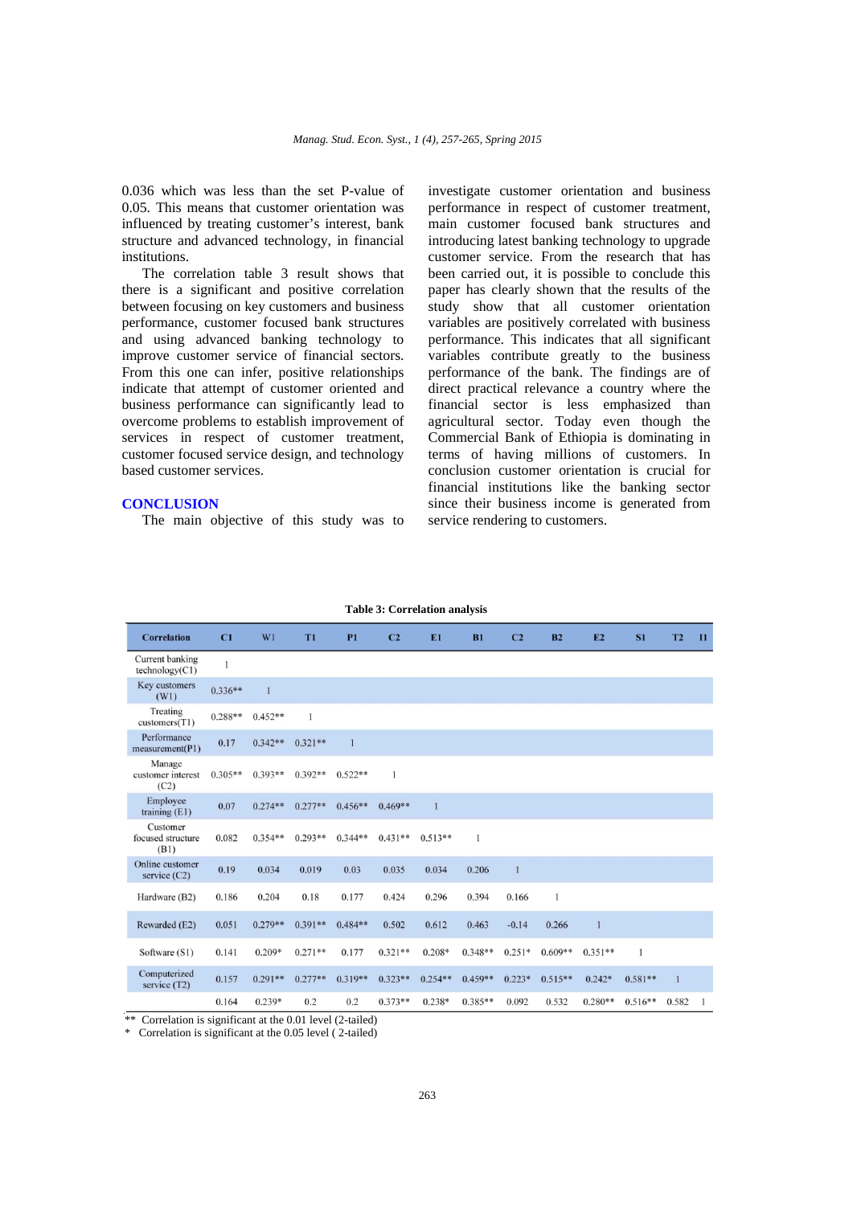0.036 which was less than the set P-value of 0.05. This means that customer orientation was influenced by treating customer's interest, bank structure and advanced technology, in financial institutions.

The correlation table 3 result shows that there is a significant and positive correlation between focusing on key customers and business performance, customer focused bank structures and using advanced banking technology to improve customer service of financial sectors. From this one can infer, positive relationships indicate that attempt of customer oriented and business performance can significantly lead to overcome problems to establish improvement of services in respect of customer treatment, customer focused service design, and technology based customer services.

## CONCLUSION

The main objective of this study was to investigate customer orientation and business performance in respect of customer treatment, main customer focused bank structures and introducing latest banking technology to upgrade customer service. From the research that has been carried out, it is possible to conclude this paper has clearly shown that the results of the study show that all customer orientation variables are positively correlated with business performance. This indicates that all significant variables contribute greatly to the business performance of the bank. The findings are of direct practical relevance a country where the financial sector is less emphasized than agricultural sector. Today even though the Commercial Bank of Ethiopia is dominating in terms of having millions of customers. In conclusion customer orientation is crucial for financial institutions like the banking sector since their business income is generated from service rendering to customers.

**Table 3: Correlation analysis**

| Correlation | C1 | W1 | T1 | P1 | C2 | E1 | B1 | C2 | B2 | E2 | S1 | T2 | I1 |
|---|---|---|---|---|---|---|---|---|---|---|---|---|---|
| Current banking technology(C1) | 1 | | | | | | | | | | | | |
| Key customers (W1) | 0.336** | 1 | | | | | | | | | | | |
| Treating customers(T1) | 0.288** | 0.452** | 1 | | | | | | | | | | |
| Performance measurement(P1) | 0.17 | 0.342** | 0.321** | 1 | | | | | | | | | |
| Manage customer interest (C2) | 0.305** | 0.393** | 0.392** | 0.522** | 1 | | | | | | | | |
| Employee training (E1) | 0.07 | 0.274** | 0.277** | 0.456** | 0.469** | 1 | | | | | | | |
| Customer focused structure (B1) | 0.082 | 0.354** | 0.293** | 0.344** | 0.431** | 0.513** | 1 | | | | | | |
| Online customer service (C2) | 0.19 | 0.034 | 0.019 | 0.03 | 0.035 | 0.034 | 0.206 | 1 | | | | | |
| Hardware (B2) | 0.186 | 0.204 | 0.18 | 0.177 | 0.424 | 0.296 | 0.394 | 0.166 | 1 | | | | |
| Rewarded (E2) | 0.051 | 0.279** | 0.391** | 0.484** | 0.502 | 0.612 | 0.463 | -0.14 | 0.266 | 1 | | | |
| Software (S1) | 0.141 | 0.209* | 0.271** | 0.177 | 0.321** | 0.208* | 0.348** | 0.251* | 0.609** | 0.351** | 1 | | |
| Computerized service (T2) | 0.157 | 0.291** | 0.277** | 0.319** | 0.323** | 0.254** | 0.459** | 0.223* | 0.515** | 0.242* | 0.581** | 1 | |
| | 0.164 | 0.239* | 0.2 | 0.2 | 0.373** | 0.238* | 0.385** | 0.092 | 0.532 | 0.280** | 0.516** | 0.582 | 1 |

** Correlation is significant at the 0.01 level (2-tailed)
* Correlation is significant at the 0.05 level ( 2-tailed)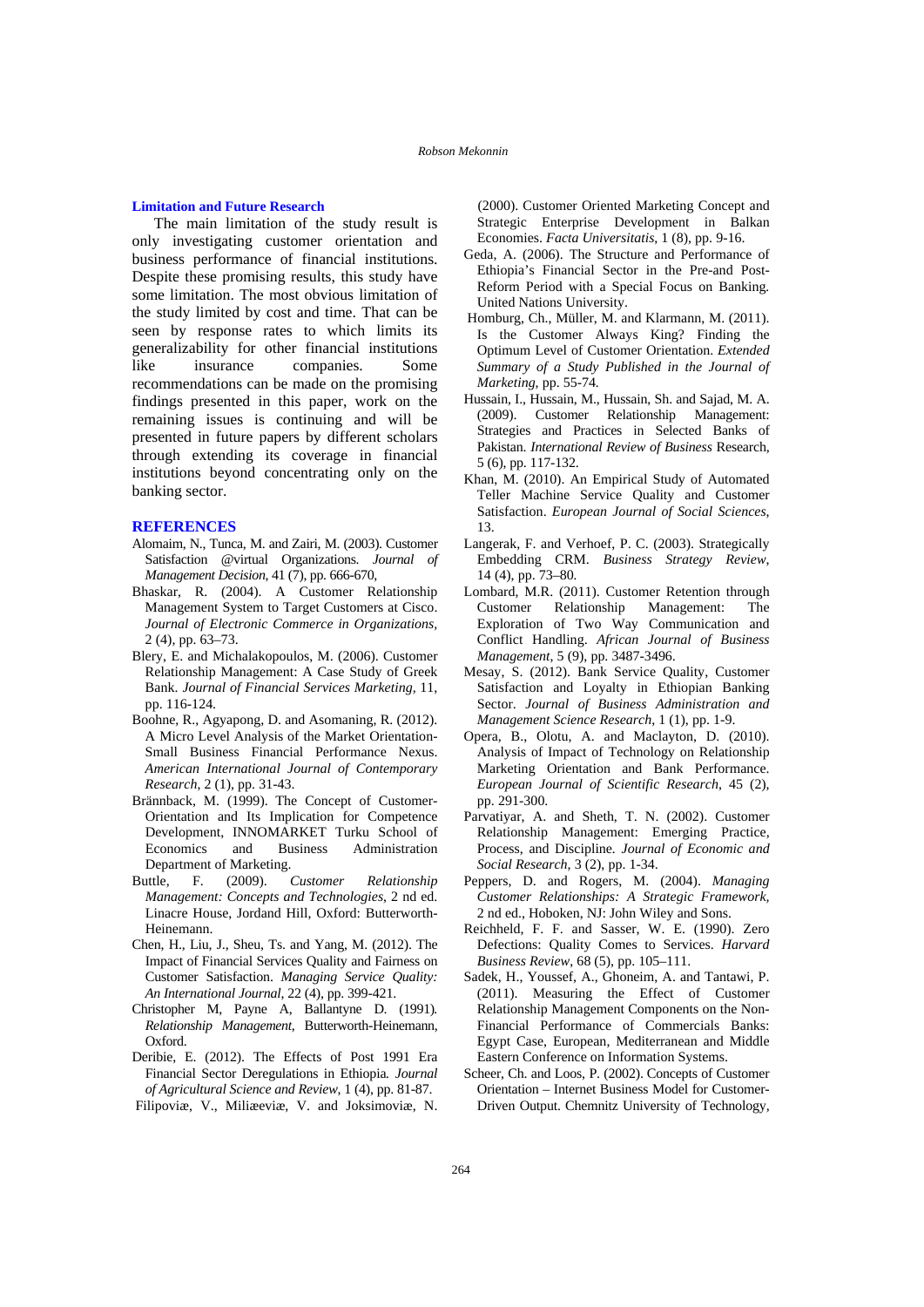### Limitation and Future Research

The main limitation of the study result is only investigating customer orientation and business performance of financial institutions. Despite these promising results, this study have some limitation. The most obvious limitation of the study limited by cost and time. That can be seen by response rates to which limits its generalizability for other financial institutions like insurance companies. Some recommendations can be made on the promising findings presented in this paper, work on the remaining issues is continuing and will be presented in future papers by different scholars through extending its coverage in financial institutions beyond concentrating only on the banking sector.

## REFERENCES

- Alomaim, N., Tunca, M. and Zairi, M. (2003). Customer Satisfaction @virtual Organizations. *Journal of Management Decision*, 41 (7), pp. 666-670,
- Bhaskar, R. (2004). A Customer Relationship Management System to Target Customers at Cisco. *Journal of Electronic Commerce in Organizations*, 2 (4), pp. 63–73.
- Blery, E. and Michalakopoulos, M. (2006). Customer Relationship Management: A Case Study of Greek Bank. *Journal of Financial Services Marketing*, 11, pp. 116-124.
- Boohne, R., Agyapong, D. and Asomaning, R. (2012). A Micro Level Analysis of the Market Orientation-Small Business Financial Performance Nexus. *American International Journal of Contemporary Research*, 2 (1), pp. 31-43.
- Brännback, M. (1999). The Concept of Customer-Orientation and Its Implication for Competence Development, INNOMARKET Turku School of Economics and Business Administration Department of Marketing.
- Buttle, F. (2009). *Customer Relationship Management: Concepts and Technologies*, 2 nd ed. Linacre House, Jordand Hill, Oxford: Butterworth-Heinemann.
- Chen, H., Liu, J., Sheu, Ts. and Yang, M. (2012). The Impact of Financial Services Quality and Fairness on Customer Satisfaction. *Managing Service Quality: An International Journal*, 22 (4), pp. 399-421.
- Christopher M, Payne A, Ballantyne D. (1991). *Relationship Management*, Butterworth-Heinemann, Oxford.
- Deribie, E. (2012). The Effects of Post 1991 Era Financial Sector Deregulations in Ethiopia. *Journal of Agricultural Science and Review*, 1 (4), pp. 81-87.
- Filipoviæ, V., Miliæeviæ, V. and Joksimoviæ, N. (2000). Customer Oriented Marketing Concept and Strategic Enterprise Development in Balkan Economies. *Facta Universitatis*, 1 (8), pp. 9-16.
- Geda, A. (2006). The Structure and Performance of Ethiopia's Financial Sector in the Pre-and Post-Reform Period with a Special Focus on Banking. United Nations University.
- Homburg, Ch., Müller, M. and Klarmann, M. (2011). Is the Customer Always King? Finding the Optimum Level of Customer Orientation. *Extended Summary of a Study Published in the Journal of Marketing*, pp. 55-74.
- Hussain, I., Hussain, M., Hussain, Sh. and Sajad, M. A. (2009). Customer Relationship Management: Strategies and Practices in Selected Banks of Pakistan. *International Review of Business* Research, 5 (6), pp. 117-132.
- Khan, M. (2010). An Empirical Study of Automated Teller Machine Service Quality and Customer Satisfaction. *European Journal of Social Sciences*, 13.
- Langerak, F. and Verhoef, P. C. (2003). Strategically Embedding CRM. *Business Strategy Review*, 14 (4), pp. 73–80.
- Lombard, M.R. (2011). Customer Retention through Customer Relationship Management: The Exploration of Two Way Communication and Conflict Handling. *African Journal of Business Management*, 5 (9), pp. 3487-3496.
- Mesay, S. (2012). Bank Service Quality, Customer Satisfaction and Loyalty in Ethiopian Banking Sector. *Journal of Business Administration and Management Science Research*, 1 (1), pp. 1-9.
- Opera, B., Olotu, A. and Maclayton, D. (2010). Analysis of Impact of Technology on Relationship Marketing Orientation and Bank Performance. *European Journal of Scientific Research*, 45 (2), pp. 291-300.
- Parvatiyar, A. and Sheth, T. N. (2002). Customer Relationship Management: Emerging Practice, Process, and Discipline. *Journal of Economic and Social Research*, 3 (2), pp. 1-34.
- Peppers, D. and Rogers, M. (2004). *Managing Customer Relationships: A Strategic Framework*, 2 nd ed., Hoboken, NJ: John Wiley and Sons.
- Reichheld, F. F. and Sasser, W. E. (1990). Zero Defections: Quality Comes to Services. *Harvard Business Review*, 68 (5), pp. 105–111.
- Sadek, H., Youssef, A., Ghoneim, A. and Tantawi, P. (2011). Measuring the Effect of Customer Relationship Management Components on the Non-Financial Performance of Commercials Banks: Egypt Case, European, Mediterranean and Middle Eastern Conference on Information Systems.
- Scheer, Ch. and Loos, P. (2002). Concepts of Customer Orientation – Internet Business Model for Customer-Driven Output. Chemnitz University of Technology,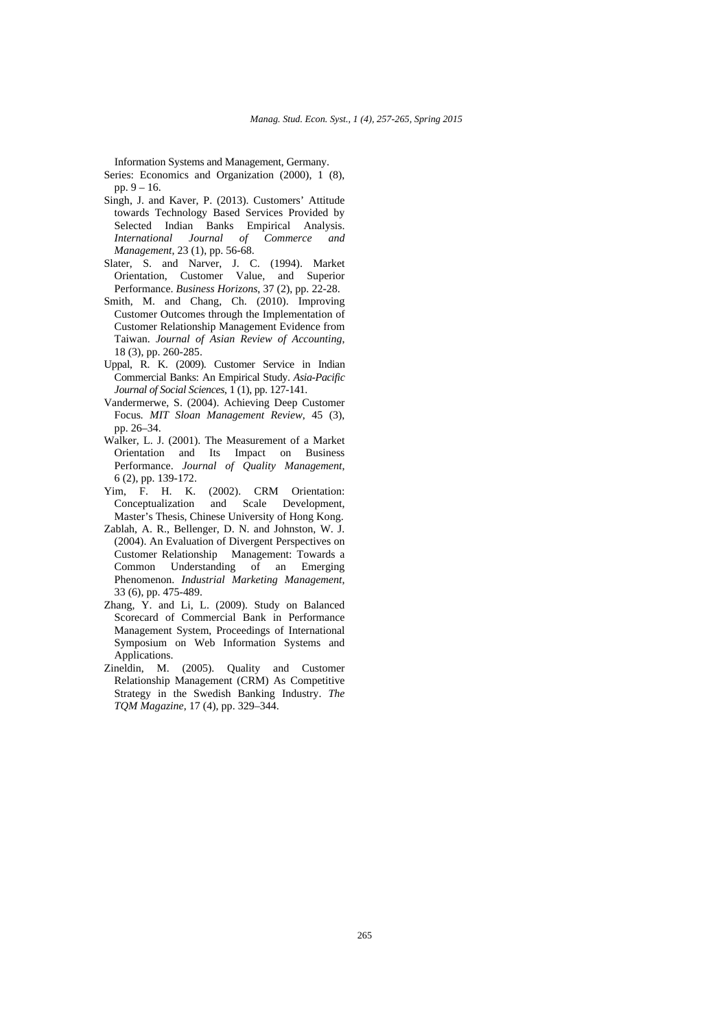Information Systems and Management, Germany.

Series: Economics and Organization (2000), 1 (8), pp. 9 – 16.

Singh, J. and Kaver, P. (2013). Customers' Attitude towards Technology Based Services Provided by Selected Indian Banks Empirical Analysis. *International Journal of Commerce and Management*, 23 (1), pp. 56-68.

Slater, S. and Narver, J. C. (1994). Market Orientation, Customer Value, and Superior Performance. *Business Horizons*, 37 (2), pp. 22-28.

Smith, M. and Chang, Ch. (2010). Improving Customer Outcomes through the Implementation of Customer Relationship Management Evidence from Taiwan. *Journal of Asian Review of Accounting*, 18 (3), pp. 260-285.

Uppal, R. K. (2009). Customer Service in Indian Commercial Banks: An Empirical Study. *Asia-Pacific Journal of Social Sciences*, 1 (1), pp. 127-141.

Vandermerwe, S. (2004). Achieving Deep Customer Focus. *MIT Sloan Management Review*, 45 (3), pp. 26–34.

Walker, L. J. (2001). The Measurement of a Market Orientation and Its Impact on Business Performance. *Journal of Quality Management*, 6 (2), pp. 139-172.

Yim, F. H. K. (2002). CRM Orientation: Conceptualization and Scale Development, Master's Thesis, Chinese University of Hong Kong.

Zablah, A. R., Bellenger, D. N. and Johnston, W. J. (2004). An Evaluation of Divergent Perspectives on Customer Relationship Management: Towards a Common Understanding of an Emerging Phenomenon. *Industrial Marketing Management*, 33 (6), pp. 475-489.

Zhang, Y. and Li, L. (2009). Study on Balanced Scorecard of Commercial Bank in Performance Management System, Proceedings of International Symposium on Web Information Systems and Applications.

Zineldin, M. (2005). Quality and Customer Relationship Management (CRM) As Competitive Strategy in the Swedish Banking Industry. *The TQM Magazine*, 17 (4), pp. 329–344.